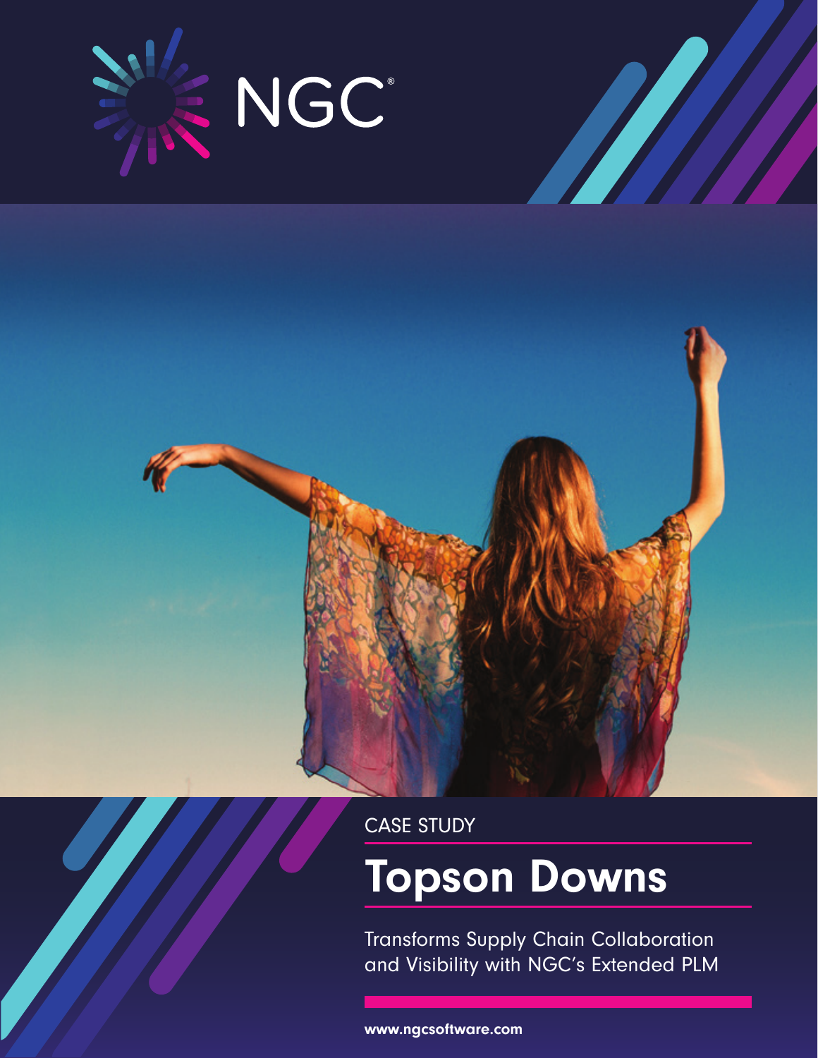NGC®

CASE STUDY

# Topson Downs

Transforms Supply Chain Collaboration and Visibility with NGC's Extended PLM

**www.ngcsoftware.com**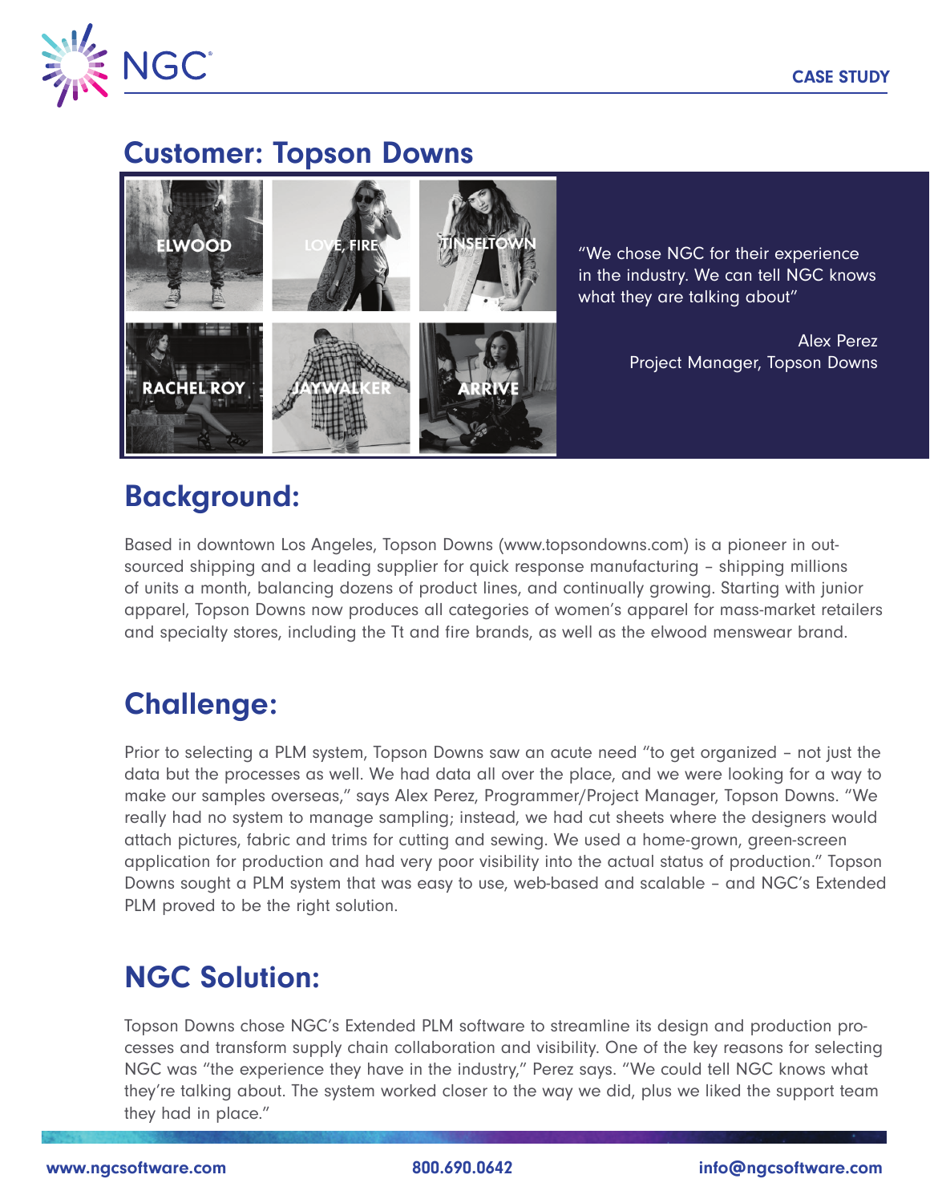CASE STUDY

# Customer: Topson Downs

“We chose NGC for their experience in the industry. We can tell NGC knows what they are talking about”

Alex Perez
Project Manager, Topson Downs

## Background:

Based in downtown Los Angeles, Topson Downs (www.topsondowns.com) is a pioneer in out-sourced shipping and a leading supplier for quick response manufacturing – shipping millions of units a month, balancing dozens of product lines, and continually growing. Starting with junior apparel, Topson Downs now produces all categories of women’s apparel for mass-market retailers and specialty stores, including the Tt and fire brands, as well as the elwood menswear brand.

## Challenge:

Prior to selecting a PLM system, Topson Downs saw an acute need “to get organized – not just the data but the processes as well. We had data all over the place, and we were looking for a way to make our samples overseas,” says Alex Perez, Programmer/Project Manager, Topson Downs. “We really had no system to manage sampling; instead, we had cut sheets where the designers would attach pictures, fabric and trims for cutting and sewing. We used a home-grown, green-screen application for production and had very poor visibility into the actual status of production.” Topson Downs sought a PLM system that was easy to use, web-based and scalable – and NGC’s Extended PLM proved to be the right solution.

## NGC Solution:

Topson Downs chose NGC’s Extended PLM software to streamline its design and production processes and transform supply chain collaboration and visibility. One of the key reasons for selecting NGC was “the experience they have in the industry,” Perez says. “We could tell NGC knows what they’re talking about. The system worked closer to the way we did, plus we liked the support team they had in place.”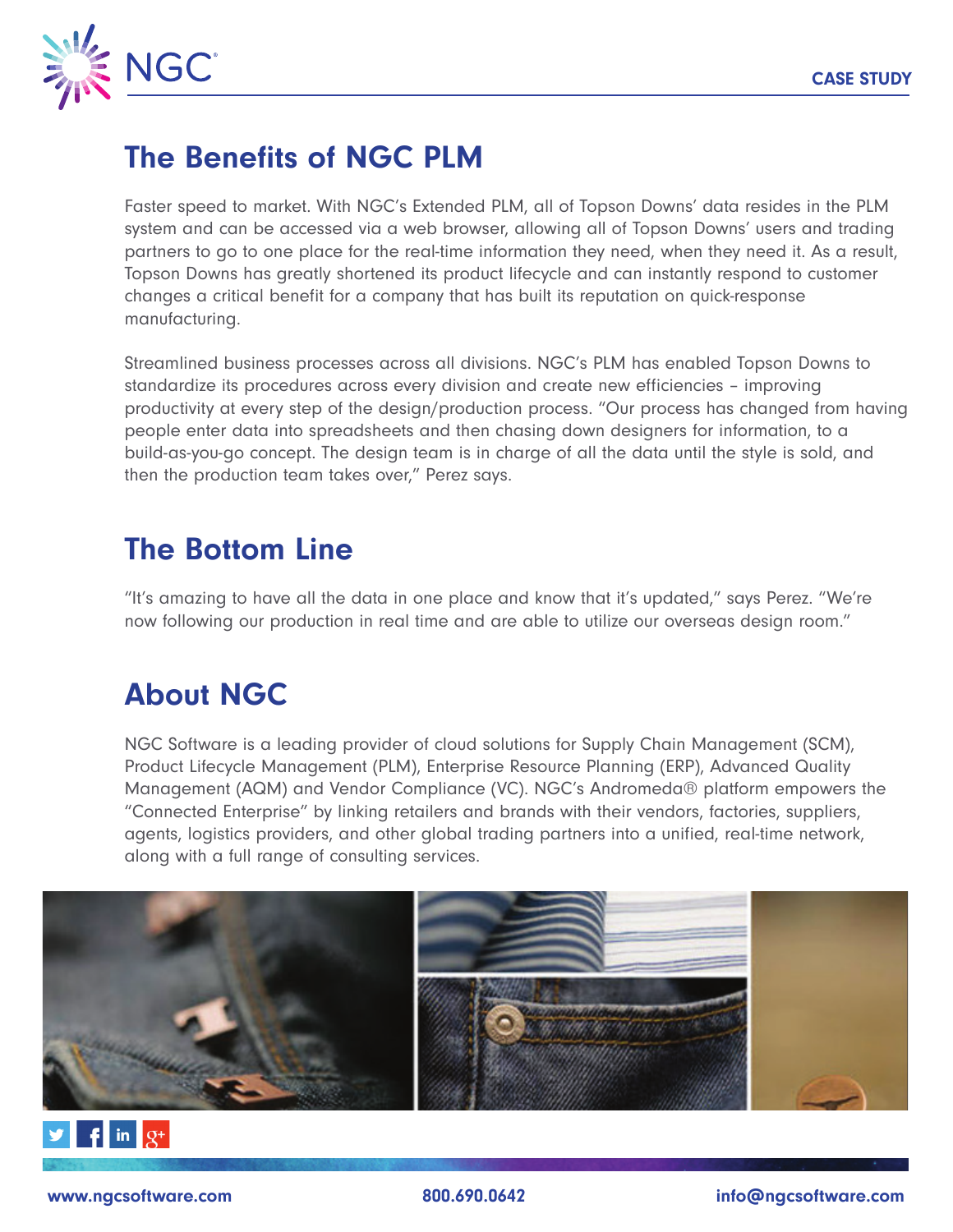## The Benefits of NGC PLM

Faster speed to market. With NGC's Extended PLM, all of Topson Downs' data resides in the PLM system and can be accessed via a web browser, allowing all of Topson Downs' users and trading partners to go to one place for the real-time information they need, when they need it. As a result, Topson Downs has greatly shortened its product lifecycle and can instantly respond to customer changes a critical benefit for a company that has built its reputation on quick-response manufacturing.

Streamlined business processes across all divisions. NGC's PLM has enabled Topson Downs to standardize its procedures across every division and create new efficiencies – improving productivity at every step of the design/production process. "Our process has changed from having people enter data into spreadsheets and then chasing down designers for information, to a build-as-you-go concept. The design team is in charge of all the data until the style is sold, and then the production team takes over," Perez says.

## The Bottom Line

"It's amazing to have all the data in one place and know that it's updated," says Perez. "We're now following our production in real time and are able to utilize our overseas design room."

## About NGC

NGC Software is a leading provider of cloud solutions for Supply Chain Management (SCM), Product Lifecycle Management (PLM), Enterprise Resource Planning (ERP), Advanced Quality Management (AQM) and Vendor Compliance (VC). NGC's Andromeda® platform empowers the "Connected Enterprise" by linking retailers and brands with their vendors, factories, suppliers, agents, logistics providers, and other global trading partners into a unified, real-time network, along with a full range of consulting services.

www.ngcsoftware.com 800.690.0642 info@ngcsoftware.com